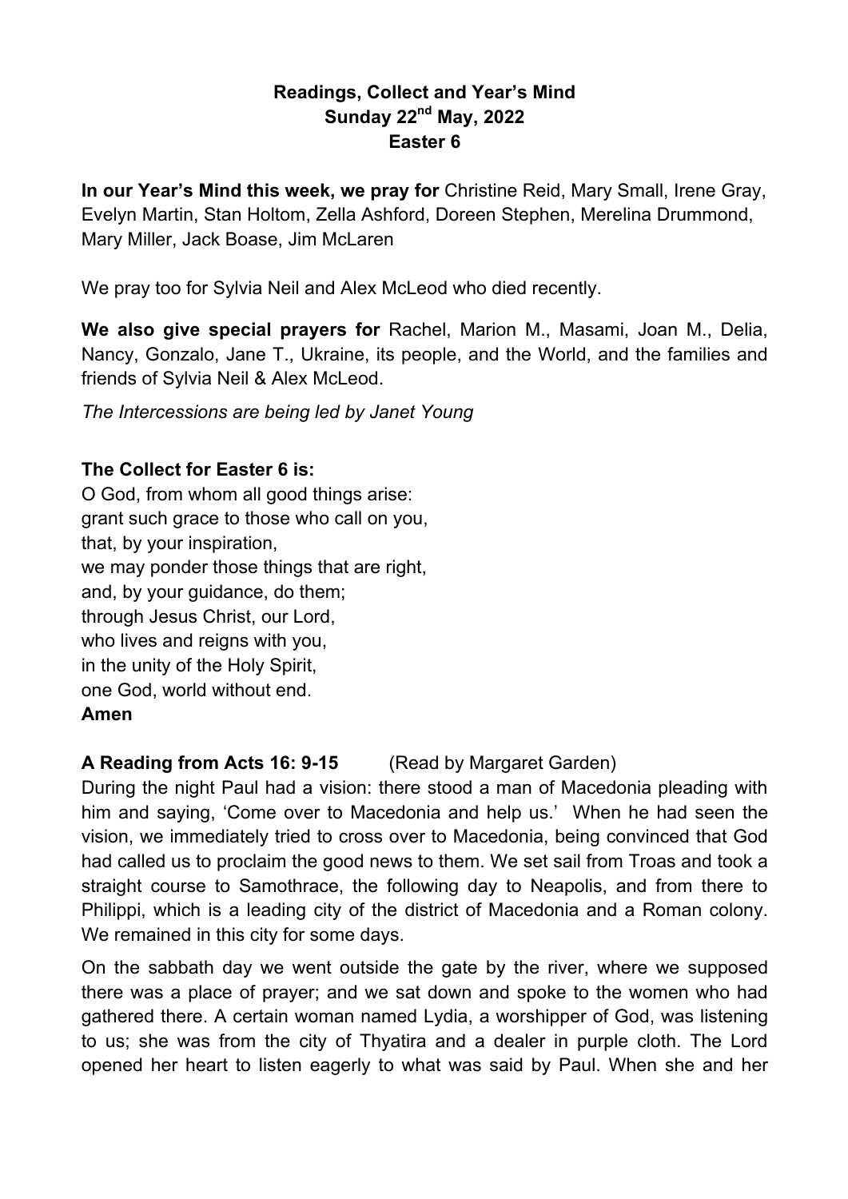# Readings, Collect and Year's Mind
## Sunday 22nd May, 2022
## Easter 6

**In our Year's Mind this week, we pray for** Christine Reid, Mary Small, Irene Gray, Evelyn Martin, Stan Holtom, Zella Ashford, Doreen Stephen, Merelina Drummond, Mary Miller, Jack Boase, Jim McLaren

We pray too for Sylvia Neil and Alex McLeod who died recently.

**We also give special prayers for** Rachel, Marion M., Masami, Joan M., Delia, Nancy, Gonzalo, Jane T., Ukraine, its people, and the World, and the families and friends of Sylvia Neil & Alex McLeod.

*The Intercessions are being led by Janet Young*

**The Collect for Easter 6 is:**

O God, from whom all good things arise:
grant such grace to those who call on you,
that, by your inspiration,
we may ponder those things that are right,
and, by your guidance, do them;
through Jesus Christ, our Lord,
who lives and reigns with you,
in the unity of the Holy Spirit,
one God, world without end.
**Amen**

**A Reading from Acts 16: 9-15** (Read by Margaret Garden)

During the night Paul had a vision: there stood a man of Macedonia pleading with him and saying, 'Come over to Macedonia and help us.' When he had seen the vision, we immediately tried to cross over to Macedonia, being convinced that God had called us to proclaim the good news to them. We set sail from Troas and took a straight course to Samothrace, the following day to Neapolis, and from there to Philippi, which is a leading city of the district of Macedonia and a Roman colony. We remained in this city for some days.

On the sabbath day we went outside the gate by the river, where we supposed there was a place of prayer; and we sat down and spoke to the women who had gathered there. A certain woman named Lydia, a worshipper of God, was listening to us; she was from the city of Thyatira and a dealer in purple cloth. The Lord opened her heart to listen eagerly to what was said by Paul. When she and her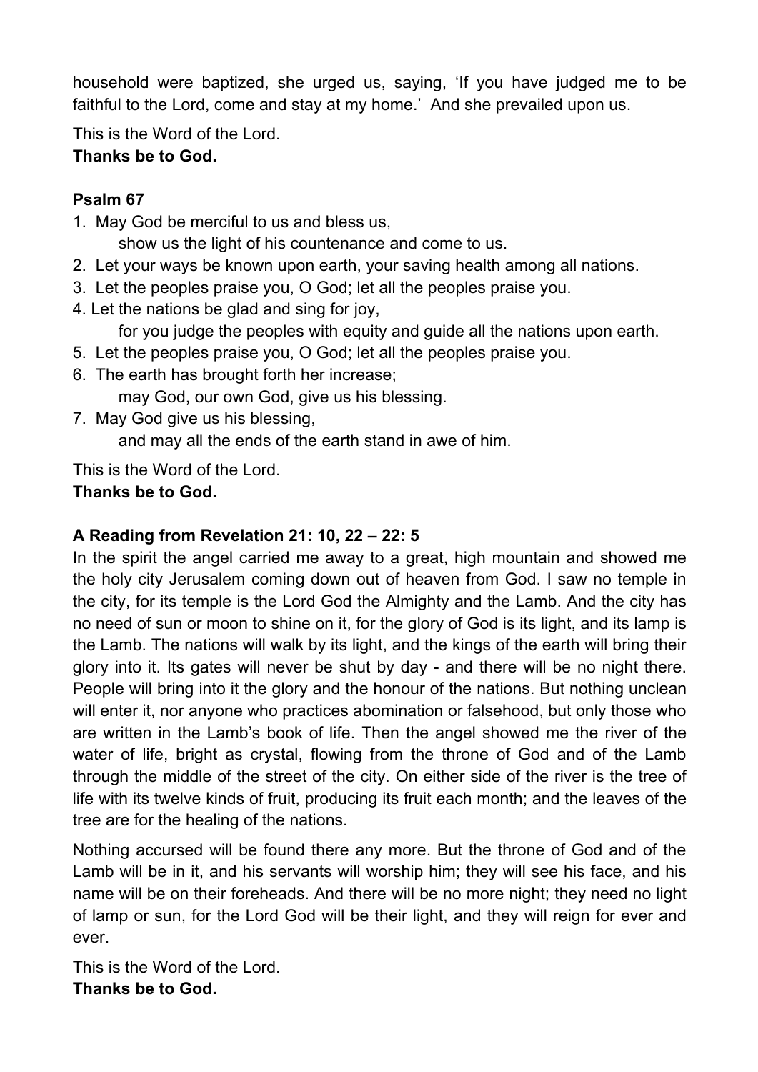household were baptized, she urged us, saying, 'If you have judged me to be faithful to the Lord, come and stay at my home.' And she prevailed upon us.

This is the Word of the Lord.
**Thanks be to God.**

**Psalm 67**

1. May God be merciful to us and bless us,
   show us the light of his countenance and come to us.
2. Let your ways be known upon earth, your saving health among all nations.
3. Let the peoples praise you, O God; let all the peoples praise you.
4. Let the nations be glad and sing for joy,
   for you judge the peoples with equity and guide all the nations upon earth.
5. Let the peoples praise you, O God; let all the peoples praise you.
6. The earth has brought forth her increase;
   may God, our own God, give us his blessing.
7. May God give us his blessing,
   and may all the ends of the earth stand in awe of him.

This is the Word of the Lord.
**Thanks be to God.**

**A Reading from Revelation 21: 10, 22 – 22: 5**

In the spirit the angel carried me away to a great, high mountain and showed me the holy city Jerusalem coming down out of heaven from God. I saw no temple in the city, for its temple is the Lord God the Almighty and the Lamb. And the city has no need of sun or moon to shine on it, for the glory of God is its light, and its lamp is the Lamb. The nations will walk by its light, and the kings of the earth will bring their glory into it. Its gates will never be shut by day - and there will be no night there. People will bring into it the glory and the honour of the nations. But nothing unclean will enter it, nor anyone who practices abomination or falsehood, but only those who are written in the Lamb's book of life. Then the angel showed me the river of the water of life, bright as crystal, flowing from the throne of God and of the Lamb through the middle of the street of the city. On either side of the river is the tree of life with its twelve kinds of fruit, producing its fruit each month; and the leaves of the tree are for the healing of the nations.

Nothing accursed will be found there any more. But the throne of God and of the Lamb will be in it, and his servants will worship him; they will see his face, and his name will be on their foreheads. And there will be no more night; they need no light of lamp or sun, for the Lord God will be their light, and they will reign for ever and ever.

This is the Word of the Lord.
**Thanks be to God.**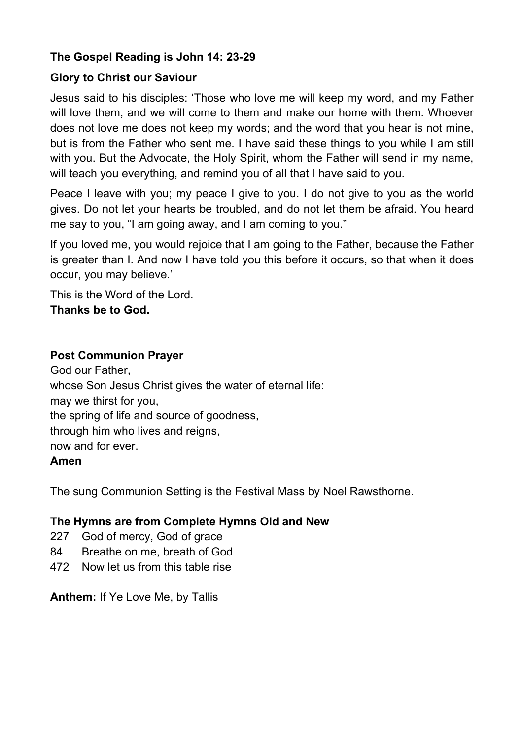**The Gospel Reading is John 14: 23-29**

**Glory to Christ our Saviour**

Jesus said to his disciples: 'Those who love me will keep my word, and my Father will love them, and we will come to them and make our home with them. Whoever does not love me does not keep my words; and the word that you hear is not mine, but is from the Father who sent me. I have said these things to you while I am still with you. But the Advocate, the Holy Spirit, whom the Father will send in my name, will teach you everything, and remind you of all that I have said to you.

Peace I leave with you; my peace I give to you. I do not give to you as the world gives. Do not let your hearts be troubled, and do not let them be afraid. You heard me say to you, "I am going away, and I am coming to you."

If you loved me, you would rejoice that I am going to the Father, because the Father is greater than I. And now I have told you this before it occurs, so that when it does occur, you may believe.'

This is the Word of the Lord.
**Thanks be to God.**

**Post Communion Prayer**

God our Father,
whose Son Jesus Christ gives the water of eternal life:
may we thirst for you,
the spring of life and source of goodness,
through him who lives and reigns,
now and for ever.
**Amen**

The sung Communion Setting is the Festival Mass by Noel Rawsthorne.

**The Hymns are from Complete Hymns Old and New**

227 God of mercy, God of grace
84 Breathe on me, breath of God
472 Now let us from this table rise

**Anthem:** If Ye Love Me, by Tallis